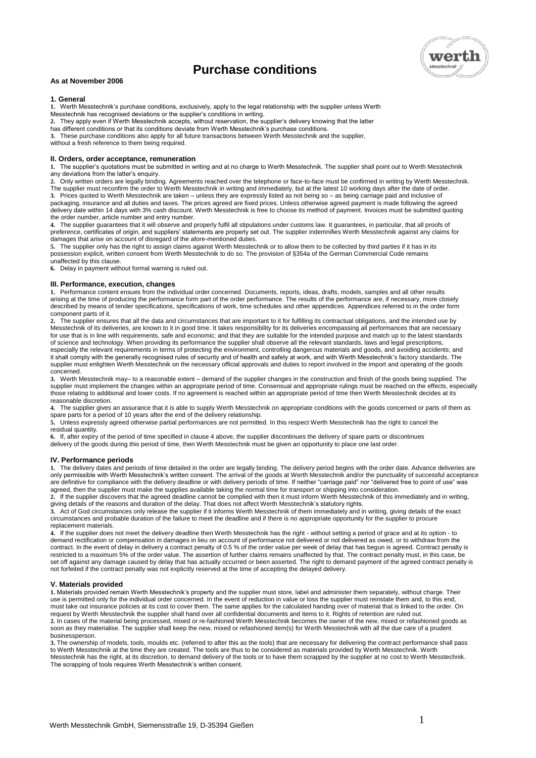# Purchase conditions

**As at November 2006**

## 1. General

**1.** Werth Messtechnik's purchase conditions, exclusively, apply to the legal relationship with the supplier unless Werth Messtechnik has recognised deviations or the supplier's conditions in writing.

**2.** They apply even if Werth Messtechnik accepts, without reservation, the supplier's delivery knowing that the latter has different conditions or that its conditions deviate from Werth Messtechnik's purchase conditions.

**3.** These purchase conditions also apply for all future transactions between Werth Messtechnik and the supplier, without a fresh reference to them being required.

## II. Orders, order acceptance, remuneration

**1.** The supplier's quotations must be submitted in writing and at no charge to Werth Messtechnik. The supplier shall point out to Werth Messtechnik any deviations from the latter's enquiry.

**2.** Only written orders are legally binding. Agreements reached over the telephone or face-to-face must be confirmed in writing by Werth Messtechnik. The supplier must reconfirm the order to Werth Messtechnik in writing and immediately, but at the latest 10 working days after the date of order.

**3.** Prices quoted to Werth Messtechnik are taken – unless they are expressly listed as not being so – as being carriage paid and inclusive of packaging, insurance and all duties and taxes. The prices agreed are fixed prices. Unless otherwise agreed payment is made following the agreed delivery date within 14 days with 3% cash discount. Werth Messtechnik is free to choose its method of payment. Invoices must be submitted quoting the order number, article number and entry number.

**4.** The supplier guarantees that it will observe and properly fulfil all stipulations under customs law. It guarantees, in particular, that all proofs of preference, certificates of origin, and suppliers' statements are properly set out. The supplier indemnifies Werth Messtechnik against any claims for damages that arise on account of disregard of the afore-mentioned duties.

**5.** The supplier only has the right to assign claims against Werth Messtechnik or to allow them to be collected by third parties if it has in its possession explicit, written consent from Werth Messtechnik to do so. The provision of §354a of the German Commercial Code remains unaffected by this clause.

**6.** Delay in payment without formal warning is ruled out.

## III. Performance, execution, changes

**1.** Performance content ensues from the individual order concerned. Documents, reports, ideas, drafts, models, samples and all other results arising at the time of producing the performance form part of the order performance. The results of the performance are, if necessary, more closely described by means of tender specifications, specifications of work, time schedules and other appendices. Appendices referred to in the order form component parts of it.

**2.** The supplier ensures that all the data and circumstances that are important to it for fulfilling its contractual obligations, and the intended use by Werth Messtechnik of its deliveries, are known to it in good time. It takes responsibility for its deliveries encompassing all performances that are necessary for use that is in line with requirements, safe and economic; and that they are suitable for the intended purpose and match up to the latest standards of science and technology. When providing its performance the supplier shall observe all the relevant standards, laws and legal prescriptions, especially the relevant requirements in terms of protecting the environment, controlling dangerous materials and goods, and avoiding accidents; and it shall comply with the generally recognised rules of security and of health and safety at work, and with Werth Messtechnik's factory standards. The supplier must enlighten Werth Messtechnik on the necessary official approvals and duties to report involved in the import and operating of the goods concerned.

**3.** Werth Messtechnik may– to a reasonable extent – demand of the supplier changes in the construction and finish of the goods being supplied. The supplier must implement the changes within an appropriate period of time. Consensual and appropriate rulings must be reached on the effects, especially those relating to additional and lower costs. If no agreement is reached within an appropriate period of time then Werth Messtechnik decides at its reasonable discretion.

**4.** The supplier gives an assurance that it is able to supply Werth Messtechnik on appropriate conditions with the goods concerned or parts of them as spare parts for a period of 10 years after the end of the delivery relationship.

**5.** Unless expressly agreed otherwise partial performances are not permitted. In this respect Werth Messtechnik has the right to cancel the residual quantity.

**6.** If, after expiry of the period of time specified in clause 4 above, the supplier discontinues the delivery of spare parts or discontinues delivery of the goods during this period of time, then Werth Messtechnik must be given an opportunity to place one last order.

## IV. Performance periods

**1.** The delivery dates and periods of time detailed in the order are legally binding. The delivery period begins with the order date. Advance deliveries are only permissible with Werth Messtechnik's written consent. The arrival of the goods at Werth Messtechnik and/or the punctuality of successful acceptance are definitive for compliance with the delivery deadline or with delivery periods of time. If neither "carriage paid" nor "delivered free to point of use" was agreed, then the supplier must make the supplies available taking the normal time for transport or shipping into consideration.

**2.** If the supplier discovers that the agreed deadline cannot be complied with then it must inform Werth Messtechnik of this immediately and in writing, giving details of the reasons and duration of the delay. That does not affect Werth Messtechnik's statutory rights.

**3.** Act of God circumstances only release the supplier if it informs Werth Messtechnik of them immediately and in writing, giving details of the exact circumstances and probable duration of the failure to meet the deadline and if there is no appropriate opportunity for the supplier to procure replacement materials.

**4.** If the supplier does not meet the delivery deadline then Werth Messtechnik has the right - without setting a period of grace and at its option - to demand rectification or compensation in damages in lieu on account of performance not delivered or not delivered as owed, or to withdraw from the contract. In the event of delay in delivery a contract penalty of 0.5 % of the order value per week of delay that has begun is agreed. Contract penalty is restricted to a maximum 5% of the order value. The assertion of further claims remains unaffected by that. The contract penalty must, in this case, be set off against any damage caused by delay that has actually occurred or been asserted. The right to demand payment of the agreed contract penalty is not forfeited if the contract penalty was not explicitly reserved at the time of accepting the delayed delivery.

## V. Materials provided

**1.** Materials provided remain Werth Messtechnik's property and the supplier must store, label and administer them separately, without charge. Their use is permitted only for the individual order concerned. In the event of reduction in value or loss the supplier must reinstate them and, to this end, must take out insurance policies at its cost to cover them. The same applies for the calculated handing over of material that is linked to the order. On request by Werth Messtechnik the supplier shall hand over all confidential documents and items to it. Rights of retention are ruled out.

**2.** In cases of the material being processed, mixed or re-fashioned Werth Messtechnik becomes the owner of the new, mixed or refashioned goods as soon as they materialise. The supplier shall keep the new, mixed or refashioned item(s) for Werth Messtechnik with all the due care of a prudent businessperson.

**3.** The ownership of models, tools, moulds etc. (referred to after this as the tools) that are necessary for delivering the contract performance shall pass to Werth Messtechnik at the time they are created. The tools are thus to be considered as materials provided by Werth Messtechnik. Werth Messtechnik has the right, at its discretion, to demand delivery of the tools or to have them scrapped by the supplier at no cost to Werth Messtechnik. The scrapping of tools requires Werth Messtechnik's written consent.

Werth Messtechnik GmbH, Siemensstraße 19, D-35394 Gießen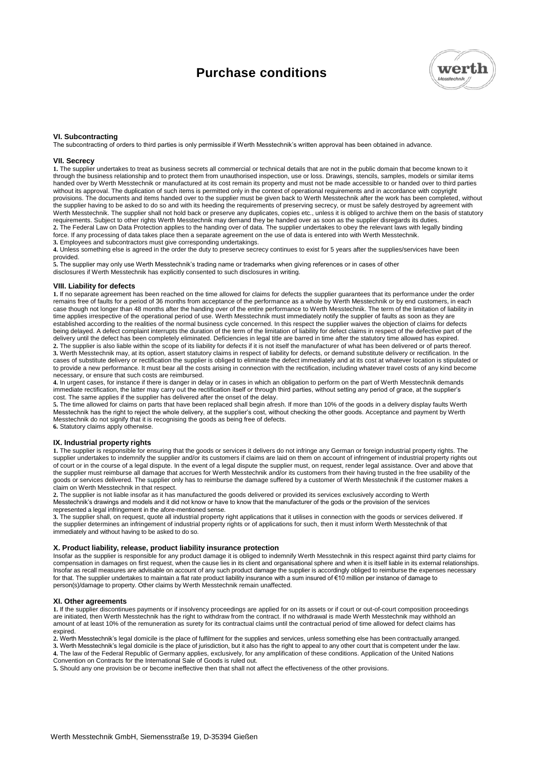# Purchase conditions

### VI. Subcontracting

The subcontracting of orders to third parties is only permissible if Werth Messtechnik's written approval has been obtained in advance.

### VII. Secrecy

**1.** The supplier undertakes to treat as business secrets all commercial or technical details that are not in the public domain that become known to it through the business relationship and to protect them from unauthorised inspection, use or loss. Drawings, stencils, samples, models or similar items handed over by Werth Messtechnik or manufactured at its cost remain its property and must not be made accessible to or handed over to third parties without its approval. The duplication of such items is permitted only in the context of operational requirements and in accordance with copyright provisions. The documents and items handed over to the supplier must be given back to Werth Messtechnik after the work has been completed, without the supplier having to be asked to do so and with its heeding the requirements of preserving secrecy, or must be safely destroyed by agreement with Werth Messtechnik. The supplier shall not hold back or preserve any duplicates, copies etc., unless it is obliged to archive them on the basis of statutory requirements. Subject to other rights Werth Messtechnik may demand they be handed over as soon as the supplier disregards its duties.
**2.** The Federal Law on Data Protection applies to the handing over of data. The supplier undertakes to obey the relevant laws with legally binding force. If any processing of data takes place then a separate agreement on the use of data is entered into with Werth Messtechnik.
**3.** Employees and subcontractors must give corresponding undertakings.
**4.** Unless something else is agreed in the order the duty to preserve secrecy continues to exist for 5 years after the supplies/services have been provided.
**5.** The supplier may only use Werth Messtechnik's trading name or trademarks when giving references or in cases of other disclosures if Werth Messtechnik has explicitly consented to such disclosures in writing.

### VIII. Liability for defects

**1.** If no separate agreement has been reached on the time allowed for claims for defects the supplier guarantees that its performance under the order remains free of faults for a period of 36 months from acceptance of the performance as a whole by Werth Messtechnik or by end customers, in each case though not longer than 48 months after the handing over of the entire performance to Werth Messtechnik. The term of the limitation of liability in time applies irrespective of the operational period of use. Werth Messtechnik must immediately notify the supplier of faults as soon as they are established according to the realities of the normal business cycle concerned. In this respect the supplier waives the objection of claims for defects being delayed. A defect complaint interrupts the duration of the term of the limitation of liability for defect claims in respect of the defective part of the delivery until the defect has been completely eliminated. Deficiencies in legal title are barred in time after the statutory time allowed has expired.
**2.** The supplier is also liable within the scope of its liability for defects if it is not itself the manufacturer of what has been delivered or of parts thereof.
**3.** Werth Messtechnik may, at its option, assert statutory claims in respect of liability for defects, or demand substitute delivery or rectification. In the cases of substitute delivery or rectification the supplier is obliged to eliminate the defect immediately and at its cost at whatever location is stipulated or to provide a new performance. It must bear all the costs arising in connection with the rectification, including whatever travel costs of any kind become necessary, or ensure that such costs are reimbursed.
**4.** In urgent cases, for instance if there is danger in delay or in cases in which an obligation to perform on the part of Werth Messtechnik demands immediate rectification, the latter may carry out the rectification itself or through third parties, without setting any period of grace, at the supplier's cost. The same applies if the supplier has delivered after the onset of the delay.
**5.** The time allowed for claims on parts that have been replaced shall begin afresh. If more than 10% of the goods in a delivery display faults Werth Messtechnik has the right to reject the whole delivery, at the supplier's cost, without checking the other goods. Acceptance and payment by Werth Messtechnik do not signify that it is recognising the goods as being free of defects.
**6.** Statutory claims apply otherwise.

### IX. Industrial property rights

**1.** The supplier is responsible for ensuring that the goods or services it delivers do not infringe any German or foreign industrial property rights. The supplier undertakes to indemnify the supplier and/or its customers if claims are laid on them on account of infringement of industrial property rights out of court or in the course of a legal dispute. In the event of a legal dispute the supplier must, on request, render legal assistance. Over and above that the supplier must reimburse all damage that accrues for Werth Messtechnik and/or its customers from their having trusted in the free usability of the goods or services delivered. The supplier only has to reimburse the damage suffered by a customer of Werth Messtechnik if the customer makes a claim on Werth Messtechnik in that respect.
**2.** The supplier is not liable insofar as it has manufactured the goods delivered or provided its services exclusively according to Werth Messtechnik's drawings and models and it did not know or have to know that the manufacturer of the gods or the provision of the services represented a legal infringement in the afore-mentioned sense.
**3.** The supplier shall, on request, quote all industrial property right applications that it utilises in connection with the goods or services delivered. If the supplier determines an infringement of industrial property rights or of applications for such, then it must inform Werth Messtechnik of that immediately and without having to be asked to do so.

### X. Product liability, release, product liability insurance protection

Insofar as the supplier is responsible for any product damage it is obliged to indemnify Werth Messtechnik in this respect against third party claims for compensation in damages on first request, when the cause lies in its client and organisational sphere and when it is itself liable in its external relationships. Insofar as recall measures are advisable on account of any such product damage the supplier is accordingly obliged to reimburse the expenses necessary for that. The supplier undertakes to maintain a flat rate product liability insurance with a sum insured of €10 million per instance of damage to person(s)/damage to property. Other claims by Werth Messtechnik remain unaffected.

### XI. Other agreements

**1.** If the supplier discontinues payments or if insolvency proceedings are applied for on its assets or if court or out-of-court composition proceedings are initiated, then Werth Messtechnik has the right to withdraw from the contract. If no withdrawal is made Werth Messtechnik may withhold an amount of at least 10% of the remuneration as surety for its contractual claims until the contractual period of time allowed for defect claims has expired.
**2.** Werth Messtechnik's legal domicile is the place of fulfilment for the supplies and services, unless something else has been contractually arranged.
**3.** Werth Messtechnik's legal domicile is the place of jurisdiction, but it also has the right to appeal to any other court that is competent under the law.
**4.** The law of the Federal Republic of Germany applies, exclusively, for any amplification of these conditions. Application of the United Nations Convention on Contracts for the International Sale of Goods is ruled out.
**5.** Should any one provision be or become ineffective then that shall not affect the effectiveness of the other provisions.

Werth Messtechnik GmbH, Siemensstraße 19, D-35394 Gießen